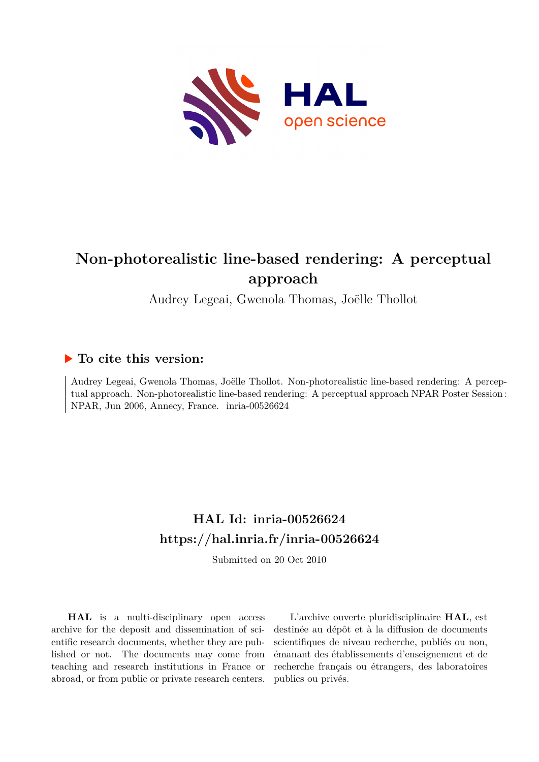# Non-photorealistic line-based rendering: A perceptual approach

Audrey Legeai, Gwenola Thomas, Joëlle Thollot

## ▶ To cite this version:

Audrey Legeai, Gwenola Thomas, Joëlle Thollot. Non-photorealistic line-based rendering: A perceptual approach. Non-photorealistic line-based rendering: A perceptual approach NPAR Poster Session : NPAR, Jun 2006, Annecy, France. inria-00526624

## HAL Id: inria-00526624
## https://hal.inria.fr/inria-00526624

Submitted on 20 Oct 2010

**HAL** is a multi-disciplinary open access archive for the deposit and dissemination of scientific research documents, whether they are published or not. The documents may come from teaching and research institutions in France or abroad, or from public or private research centers.

L'archive ouverte pluridisciplinaire **HAL**, est destinée au dépôt et à la diffusion de documents scientifiques de niveau recherche, publiés ou non, émanant des établissements d'enseignement et de recherche français ou étrangers, des laboratoires publics ou privés.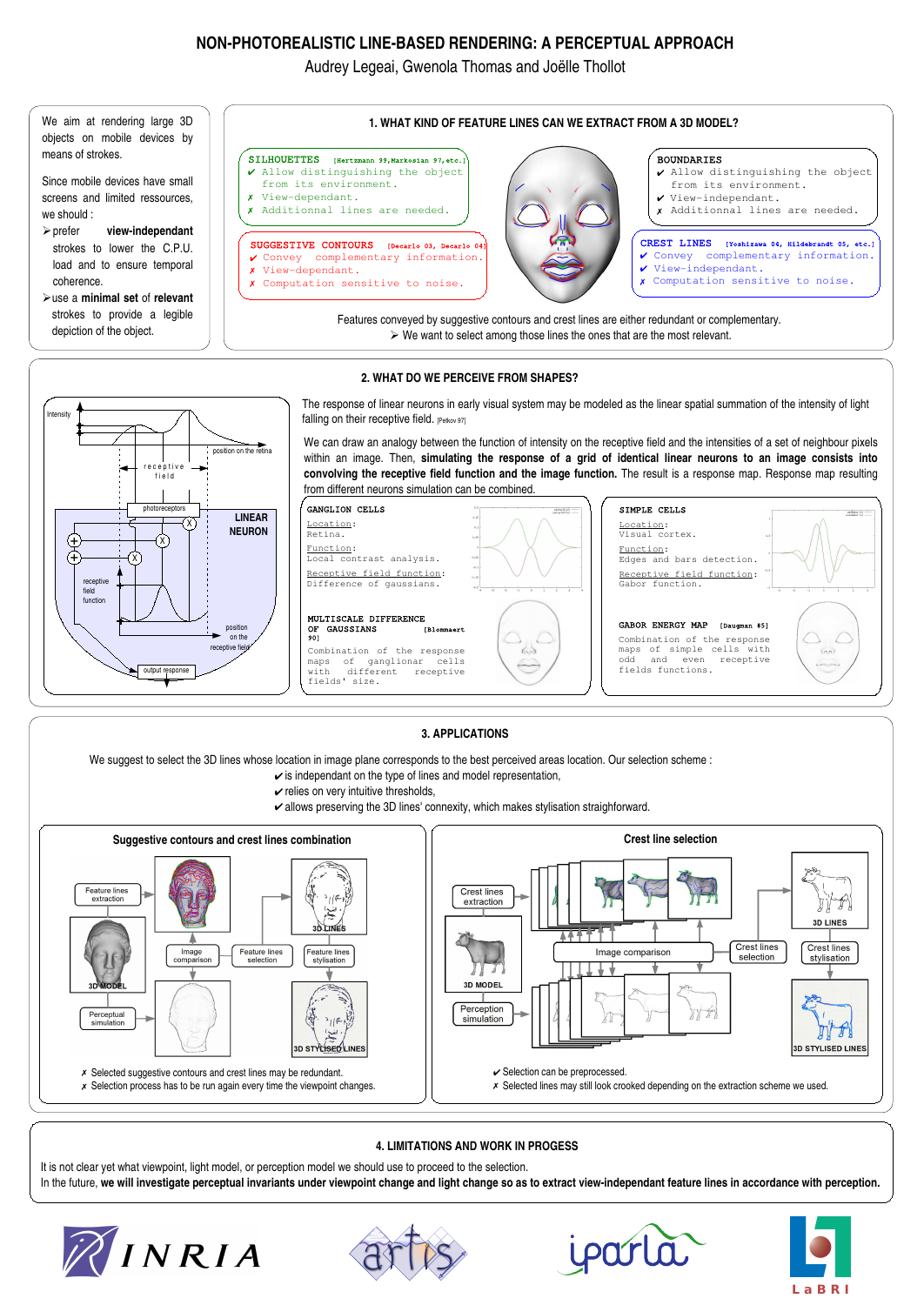# NON-PHOTOREALISTIC LINE-BASED RENDERING: A PERCEPTUAL APPROACH

Audrey Legeai, Gwenola Thomas and Joëlle Thollot

We aim at rendering large 3D objects on mobile devices by means of strokes.

Since mobile devices have small screens and limited ressources, we should :

- prefer **view-independant** strokes to lower the C.P.U. load and to ensure temporal coherence.
- use a **minimal set** of **relevant** strokes to provide a legible depiction of the object.

## 1. WHAT KIND OF FEATURE LINES CAN WE EXTRACT FROM A 3D MODEL?

**SILHOUETTES** [Hertzmann 99, Markosian 97, etc.]
- ✔ Allow distinguishing the object from its environment.
- ✗ View-dependant.
- ✗ Additionnal lines are needed.

**SUGGESTIVE CONTOURS** [Decarlo 03, Decarlo 04]
- ✔ Convey complementary information.
- ✗ View-dependant.
- ✗ Computation sensitive to noise.

**BOUNDARIES**
- ✔ Allow distinguishing the object from its environment.
- ✔ View-independant.
- ✗ Additionnal lines are needed.

**CREST LINES** [Yoshizawa 04, Hildebrandt 05, etc.]
- ✔ Convey complementary information.
- ✔ View-independant.
- ✗ Computation sensitive to noise.

Features conveyed by suggestive contours and crest lines are either redundant or complementary.

➢ We want to select among those lines the ones that are the most relevant.

## 2. WHAT DO WE PERCEIVE FROM SHAPES?

Intensity

position on the retina

receptive field

photoreceptors

LINEAR NEURON

receptive field function

position on the receptive field

output response

The response of linear neurons in early visual system may be modeled as the linear spatial summation of the intensity of light falling on their receptive field. [Petkov 97]

We can draw an analogy between the function of intensity on the receptive field and the intensities of a set of neighbour pixels within an image. Then, **simulating the response of a grid of identical linear neurons to an image consists into convolving the receptive field function and the image function.** The result is a response map. Response map resulting from different neurons simulation can be combined.

**GANGLION CELLS**
Location: Retina.
Function: Local contrast analysis.
Receptive field function: Difference of gaussians.

**SIMPLE CELLS**
Location: Visual cortex.
Function: Edges and bars detection.
Receptive field function: Gabor function.

**MULTISCALE DIFFERENCE OF GAUSSIANS** [Blommaert 90]
Combination of the response maps of ganglion cells with different receptive fields' size.

**GABOR ENERGY MAP** [Daugman 85]
Combination of the response maps of simple cells with odd and even receptive fields functions.

## 3. APPLICATIONS

We suggest to select the 3D lines whose location in image plane corresponds to the best perceived areas location. Our selection scheme :

- ✔ is independant on the type of lines and model representation,
- ✔ relies on very intuitive thresholds,
- ✔ allows preserving the 3D lines' connexity, which makes stylisation straightforward.

### Suggestive contours and crest lines combination

Feature lines extraction

3D MODEL

Perceptual simulation

Image comparison

Feature lines selection

3D LINES

Feature lines stylisation

3D STYLISED LINES

- ✗ Selected suggestive contours and crest lines may be redundant.
- ✗ Selection process has to be run again every time the viewpoint changes.

### Crest line selection

Crest lines extraction

3D MODEL

Perception simulation

Image comparison

Crest lines selection

3D LINES

Crest lines stylisation

3D STYLISED LINES

- ✔ Selection can be preprocessed.
- ✗ Selected lines may still look crooked depending on the extraction scheme we used.

## 4. LIMITATIONS AND WORK IN PROGESS

It is not clear yet what viewpoint, light model, or perception model we should use to proceed to the selection.

In the future, **we will investigate perceptual invariants under viewpoint change and light change so as to extract view-independant feature lines in accordance with perception.**

INRIA artis iparla LaBRI